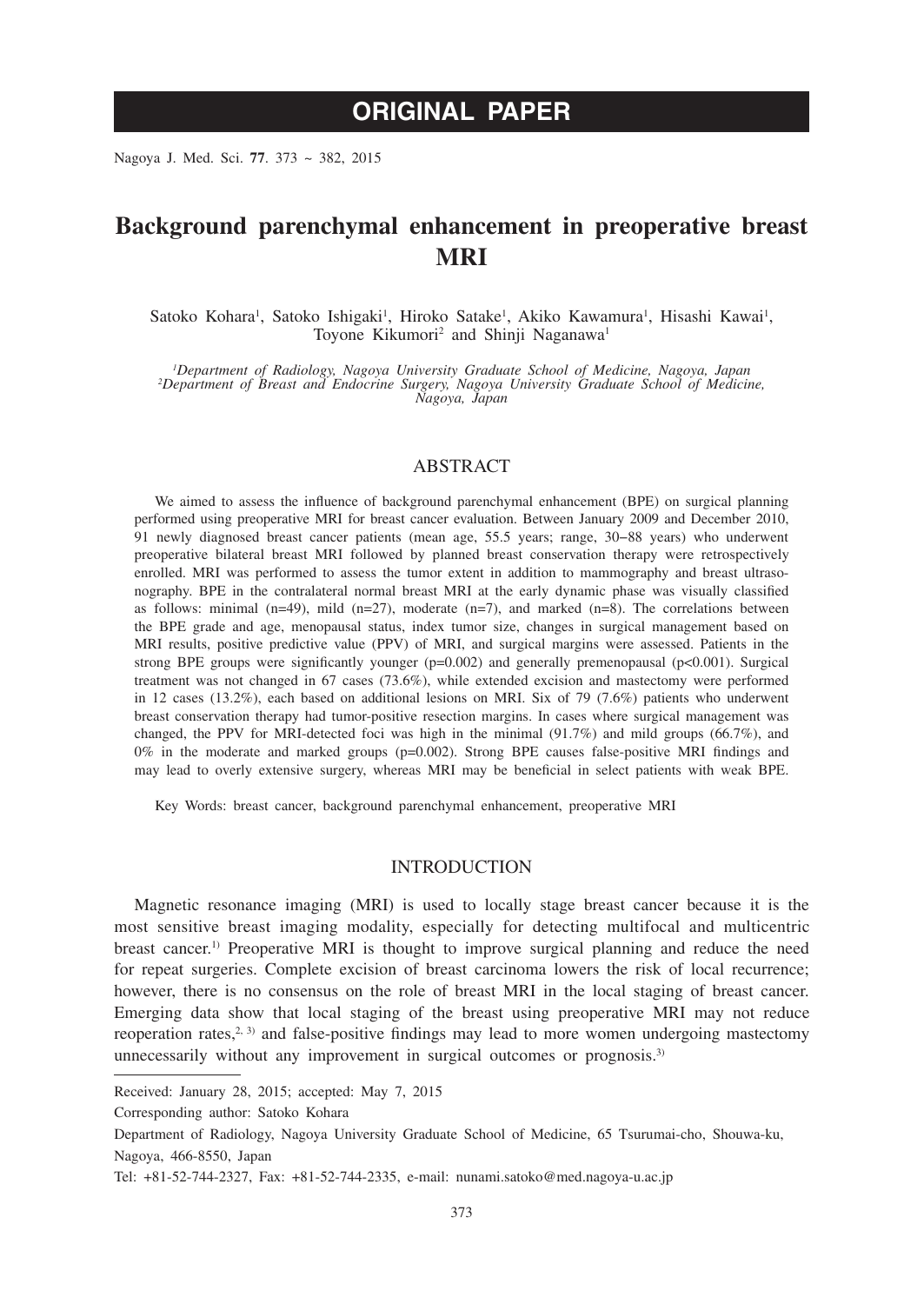ORIGINAL PAPER

# Background parenchymal enhancement in preoperative breast MRI

Satoko Kohara[1], Satoko Ishigaki[1], Hiroko Satake[1], Akiko Kawamura[1], Hisashi Kawai[1], Toyone Kikumori[2] and Shinji Naganawa[1]

[1]*Department of Radiology, Nagoya University Graduate School of Medicine, Nagoya, Japan*
[2]*Department of Breast and Endocrine Surgery, Nagoya University Graduate School of Medicine, Nagoya, Japan*

## ABSTRACT

We aimed to assess the influence of background parenchymal enhancement (BPE) on surgical planning performed using preoperative MRI for breast cancer evaluation. Between January 2009 and December 2010, 91 newly diagnosed breast cancer patients (mean age, 55.5 years; range, 30–88 years) who underwent preoperative bilateral breast MRI followed by planned breast conservation therapy were retrospectively enrolled. MRI was performed to assess the tumor extent in addition to mammography and breast ultrasonography. BPE in the contralateral normal breast MRI at the early dynamic phase was visually classified as follows: minimal (n=49), mild (n=27), moderate (n=7), and marked (n=8). The correlations between the BPE grade and age, menopausal status, index tumor size, changes in surgical management based on MRI results, positive predictive value (PPV) of MRI, and surgical margins were assessed. Patients in the strong BPE groups were significantly younger ($p=0.002$) and generally premenopausal ($p<0.001$). Surgical treatment was not changed in 67 cases (73.6%), while extended excision and mastectomy were performed in 12 cases (13.2%), each based on additional lesions on MRI. Six of 79 (7.6%) patients who underwent breast conservation therapy had tumor-positive resection margins. In cases where surgical management was changed, the PPV for MRI-detected foci was high in the minimal (91.7%) and mild groups (66.7%), and 0% in the moderate and marked groups ($p=0.002$). Strong BPE causes false-positive MRI findings and may lead to overly extensive surgery, whereas MRI may be beneficial in select patients with weak BPE.

Key Words: breast cancer, background parenchymal enhancement, preoperative MRI

## INTRODUCTION

Magnetic resonance imaging (MRI) is used to locally stage breast cancer because it is the most sensitive breast imaging modality, especially for detecting multifocal and multicentric breast cancer.[1] Preoperative MRI is thought to improve surgical planning and reduce the need for repeat surgeries. Complete excision of breast carcinoma lowers the risk of local recurrence; however, there is no consensus on the role of breast MRI in the local staging of breast cancer. Emerging data show that local staging of the breast using preoperative MRI may not reduce reoperation rates,[2,3] and false-positive findings may lead to more women undergoing mastectomy unnecessarily without any improvement in surgical outcomes or prognosis.[3]

Received: January 28, 2015; accepted: May 7, 2015

Corresponding author: Satoko Kohara

Department of Radiology, Nagoya University Graduate School of Medicine, 65 Tsurumai-cho, Shouwa-ku, Nagoya, 466-8550, Japan

Tel: +81-52-744-2327, Fax: +81-52-744-2335, e-mail: nunami.satoko@med.nagoya-u.ac.jp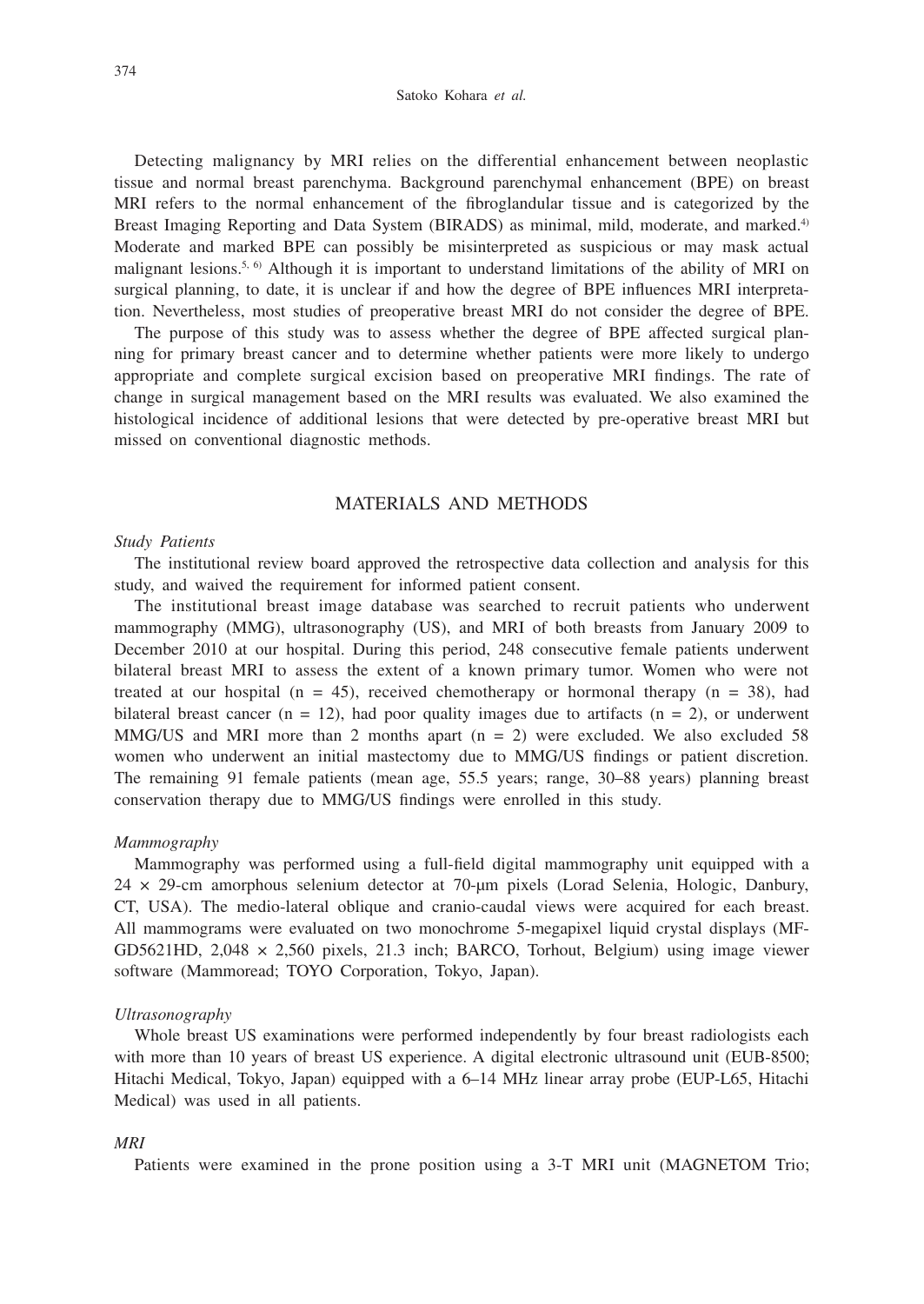Detecting malignancy by MRI relies on the differential enhancement between neoplastic tissue and normal breast parenchyma. Background parenchymal enhancement (BPE) on breast MRI refers to the normal enhancement of the fibroglandular tissue and is categorized by the Breast Imaging Reporting and Data System (BIRADS) as minimal, mild, moderate, and marked.[4] Moderate and marked BPE can possibly be misinterpreted as suspicious or may mask actual malignant lesions.[5, 6] Although it is important to understand limitations of the ability of MRI on surgical planning, to date, it is unclear if and how the degree of BPE influences MRI interpretation. Nevertheless, most studies of preoperative breast MRI do not consider the degree of BPE.

The purpose of this study was to assess whether the degree of BPE affected surgical planning for primary breast cancer and to determine whether patients were more likely to undergo appropriate and complete surgical excision based on preoperative MRI findings. The rate of change in surgical management based on the MRI results was evaluated. We also examined the histological incidence of additional lesions that were detected by pre-operative breast MRI but missed on conventional diagnostic methods.

## MATERIALS AND METHODS

### *Study Patients*

The institutional review board approved the retrospective data collection and analysis for this study, and waived the requirement for informed patient consent.

The institutional breast image database was searched to recruit patients who underwent mammography (MMG), ultrasonography (US), and MRI of both breasts from January 2009 to December 2010 at our hospital. During this period, 248 consecutive female patients underwent bilateral breast MRI to assess the extent of a known primary tumor. Women who were not treated at our hospital (n = 45), received chemotherapy or hormonal therapy (n = 38), had bilateral breast cancer (n = 12), had poor quality images due to artifacts (n = 2), or underwent MMG/US and MRI more than 2 months apart (n = 2) were excluded. We also excluded 58 women who underwent an initial mastectomy due to MMG/US findings or patient discretion. The remaining 91 female patients (mean age, 55.5 years; range, 30–88 years) planning breast conservation therapy due to MMG/US findings were enrolled in this study.

### *Mammography*

Mammography was performed using a full-field digital mammography unit equipped with a 24 × 29-cm amorphous selenium detector at 70-μm pixels (Lorad Selenia, Hologic, Danbury, CT, USA). The medio-lateral oblique and cranio-caudal views were acquired for each breast. All mammograms were evaluated on two monochrome 5-megapixel liquid crystal displays (MF-GD5621HD, 2,048 × 2,560 pixels, 21.3 inch; BARCO, Torhout, Belgium) using image viewer software (Mammoread; TOYO Corporation, Tokyo, Japan).

### *Ultrasonography*

Whole breast US examinations were performed independently by four breast radiologists each with more than 10 years of breast US experience. A digital electronic ultrasound unit (EUB-8500; Hitachi Medical, Tokyo, Japan) equipped with a 6–14 MHz linear array probe (EUP-L65, Hitachi Medical) was used in all patients.

### *MRI*

Patients were examined in the prone position using a 3-T MRI unit (MAGNETOM Trio;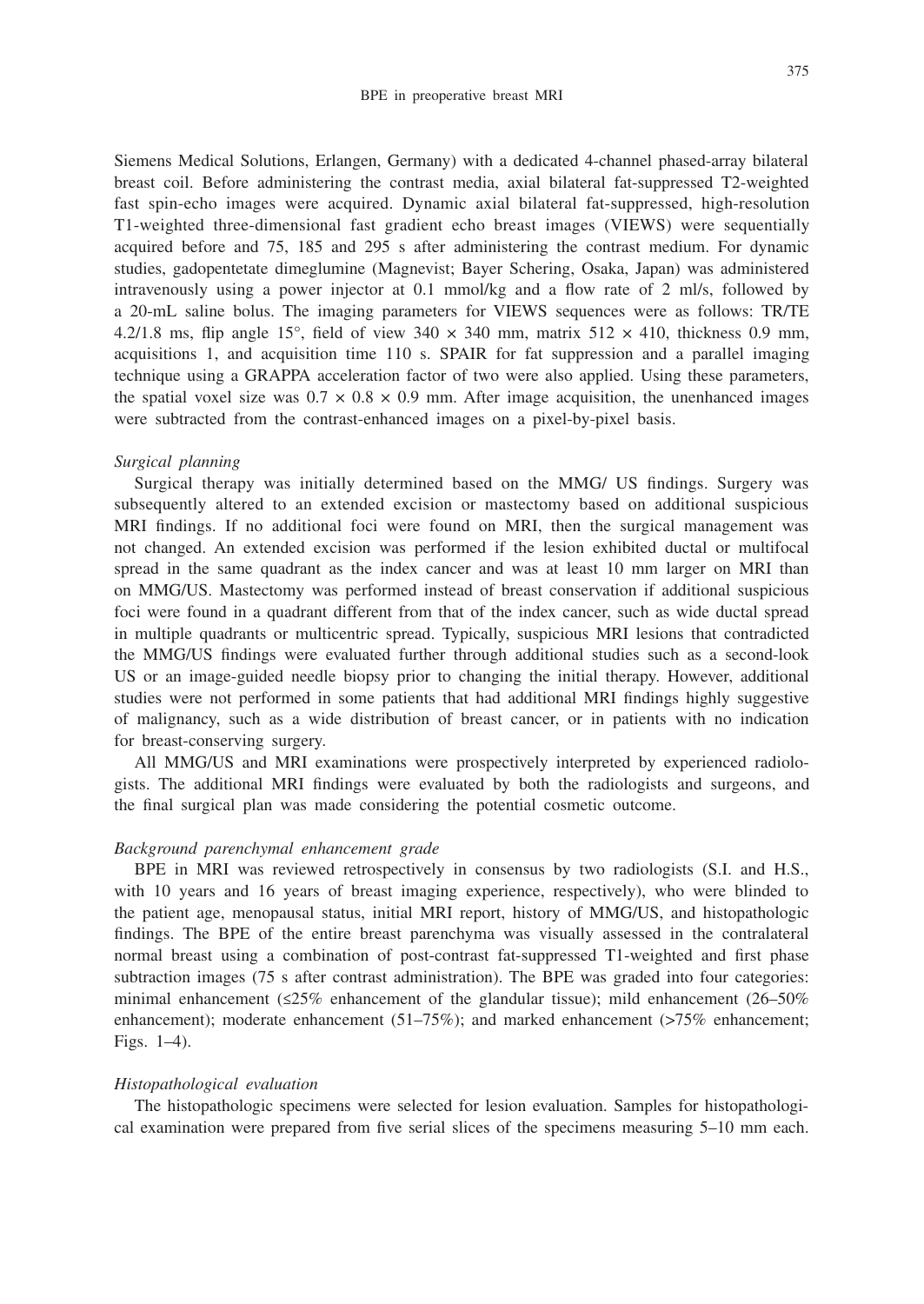Siemens Medical Solutions, Erlangen, Germany) with a dedicated 4-channel phased-array bilateral breast coil. Before administering the contrast media, axial bilateral fat-suppressed T2-weighted fast spin-echo images were acquired. Dynamic axial bilateral fat-suppressed, high-resolution T1-weighted three-dimensional fast gradient echo breast images (VIEWS) were sequentially acquired before and 75, 185 and 295 s after administering the contrast medium. For dynamic studies, gadopentetate dimeglumine (Magnevist; Bayer Schering, Osaka, Japan) was administered intravenously using a power injector at 0.1 mmol/kg and a flow rate of 2 ml/s, followed by a 20-mL saline bolus. The imaging parameters for VIEWS sequences were as follows: TR/TE 4.2/1.8 ms, flip angle 15°, field of view 340 × 340 mm, matrix 512 × 410, thickness 0.9 mm, acquisitions 1, and acquisition time 110 s. SPAIR for fat suppression and a parallel imaging technique using a GRAPPA acceleration factor of two were also applied. Using these parameters, the spatial voxel size was 0.7 × 0.8 × 0.9 mm. After image acquisition, the unenhanced images were subtracted from the contrast-enhanced images on a pixel-by-pixel basis.

### *Surgical planning*

Surgical therapy was initially determined based on the MMG/ US findings. Surgery was subsequently altered to an extended excision or mastectomy based on additional suspicious MRI findings. If no additional foci were found on MRI, then the surgical management was not changed. An extended excision was performed if the lesion exhibited ductal or multifocal spread in the same quadrant as the index cancer and was at least 10 mm larger on MRI than on MMG/US. Mastectomy was performed instead of breast conservation if additional suspicious foci were found in a quadrant different from that of the index cancer, such as wide ductal spread in multiple quadrants or multicentric spread. Typically, suspicious MRI lesions that contradicted the MMG/US findings were evaluated further through additional studies such as a second-look US or an image-guided needle biopsy prior to changing the initial therapy. However, additional studies were not performed in some patients that had additional MRI findings highly suggestive of malignancy, such as a wide distribution of breast cancer, or in patients with no indication for breast-conserving surgery.

All MMG/US and MRI examinations were prospectively interpreted by experienced radiologists. The additional MRI findings were evaluated by both the radiologists and surgeons, and the final surgical plan was made considering the potential cosmetic outcome.

### *Background parenchymal enhancement grade*

BPE in MRI was reviewed retrospectively in consensus by two radiologists (S.I. and H.S., with 10 years and 16 years of breast imaging experience, respectively), who were blinded to the patient age, menopausal status, initial MRI report, history of MMG/US, and histopathologic findings. The BPE of the entire breast parenchyma was visually assessed in the contralateral normal breast using a combination of post-contrast fat-suppressed T1-weighted and first phase subtraction images (75 s after contrast administration). The BPE was graded into four categories: minimal enhancement (≤25% enhancement of the glandular tissue); mild enhancement (26–50% enhancement); moderate enhancement (51–75%); and marked enhancement (>75% enhancement; Figs. 1–4).

### *Histopathological evaluation*

The histopathologic specimens were selected for lesion evaluation. Samples for histopathological examination were prepared from five serial slices of the specimens measuring 5–10 mm each.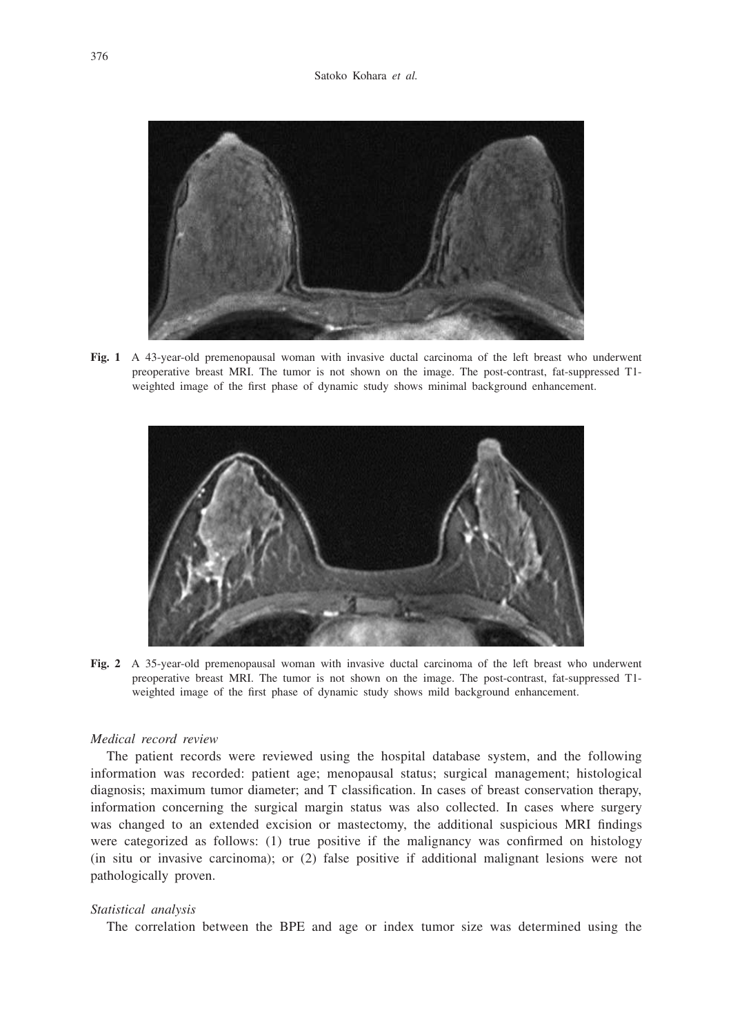**Fig. 1** A 43-year-old premenopausal woman with invasive ductal carcinoma of the left breast who underwent preoperative breast MRI. The tumor is not shown on the image. The post-contrast, fat-suppressed T1-weighted image of the first phase of dynamic study shows minimal background enhancement.

**Fig. 2** A 35-year-old premenopausal woman with invasive ductal carcinoma of the left breast who underwent preoperative breast MRI. The tumor is not shown on the image. The post-contrast, fat-suppressed T1-weighted image of the first phase of dynamic study shows mild background enhancement.

*Medical record review*

The patient records were reviewed using the hospital database system, and the following information was recorded: patient age; menopausal status; surgical management; histological diagnosis; maximum tumor diameter; and T classification. In cases of breast conservation therapy, information concerning the surgical margin status was also collected. In cases where surgery was changed to an extended excision or mastectomy, the additional suspicious MRI findings were categorized as follows: (1) true positive if the malignancy was confirmed on histology (in situ or invasive carcinoma); or (2) false positive if additional malignant lesions were not pathologically proven.

*Statistical analysis*

The correlation between the BPE and age or index tumor size was determined using the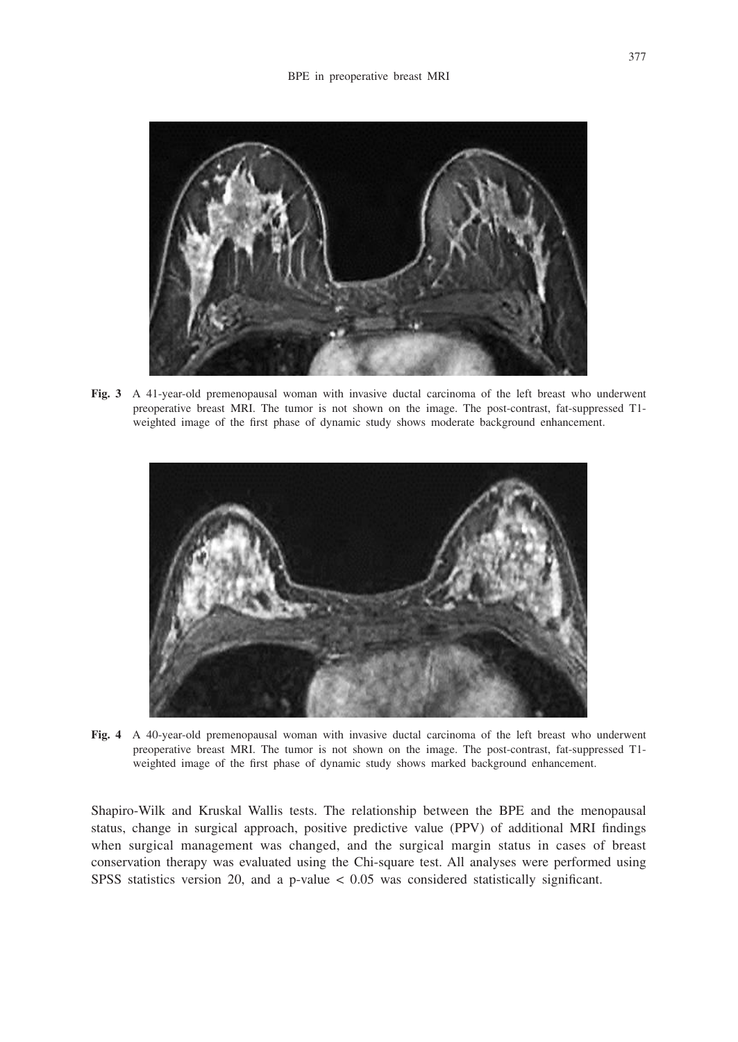**Fig. 3** A 41-year-old premenopausal woman with invasive ductal carcinoma of the left breast who underwent preoperative breast MRI. The tumor is not shown on the image. The post-contrast, fat-suppressed T1-weighted image of the first phase of dynamic study shows moderate background enhancement.

**Fig. 4** A 40-year-old premenopausal woman with invasive ductal carcinoma of the left breast who underwent preoperative breast MRI. The tumor is not shown on the image. The post-contrast, fat-suppressed T1-weighted image of the first phase of dynamic study shows marked background enhancement.

Shapiro-Wilk and Kruskal Wallis tests. The relationship between the BPE and the menopausal status, change in surgical approach, positive predictive value (PPV) of additional MRI findings when surgical management was changed, and the surgical margin status in cases of breast conservation therapy was evaluated using the Chi-square test. All analyses were performed using SPSS statistics version 20, and a p-value $< 0.05$ was considered statistically significant.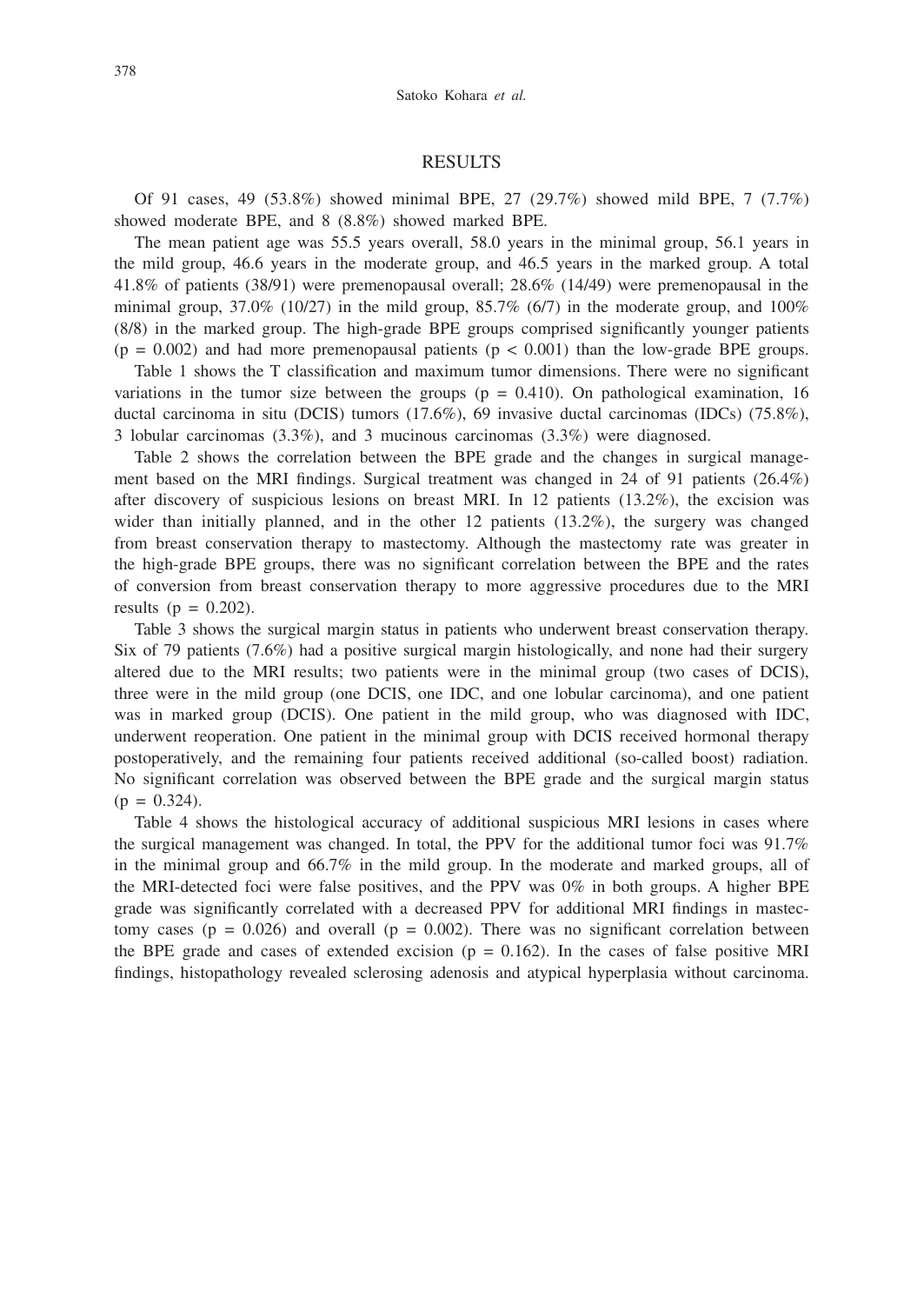## RESULTS

Of 91 cases, 49 (53.8%) showed minimal BPE, 27 (29.7%) showed mild BPE, 7 (7.7%) showed moderate BPE, and 8 (8.8%) showed marked BPE.

The mean patient age was 55.5 years overall, 58.0 years in the minimal group, 56.1 years in the mild group, 46.6 years in the moderate group, and 46.5 years in the marked group. A total 41.8% of patients (38/91) were premenopausal overall; 28.6% (14/49) were premenopausal in the minimal group, 37.0% (10/27) in the mild group, 85.7% (6/7) in the moderate group, and 100% (8/8) in the marked group. The high-grade BPE groups comprised significantly younger patients ($p = 0.002$) and had more premenopausal patients ($p < 0.001$) than the low-grade BPE groups.

Table 1 shows the T classification and maximum tumor dimensions. There were no significant variations in the tumor size between the groups ($p = 0.410$). On pathological examination, 16 ductal carcinoma in situ (DCIS) tumors (17.6%), 69 invasive ductal carcinomas (IDCs) (75.8%), 3 lobular carcinomas (3.3%), and 3 mucinous carcinomas (3.3%) were diagnosed.

Table 2 shows the correlation between the BPE grade and the changes in surgical management based on the MRI findings. Surgical treatment was changed in 24 of 91 patients (26.4%) after discovery of suspicious lesions on breast MRI. In 12 patients (13.2%), the excision was wider than initially planned, and in the other 12 patients (13.2%), the surgery was changed from breast conservation therapy to mastectomy. Although the mastectomy rate was greater in the high-grade BPE groups, there was no significant correlation between the BPE and the rates of conversion from breast conservation therapy to more aggressive procedures due to the MRI results ($p = 0.202$).

Table 3 shows the surgical margin status in patients who underwent breast conservation therapy. Six of 79 patients (7.6%) had a positive surgical margin histologically, and none had their surgery altered due to the MRI results; two patients were in the minimal group (two cases of DCIS), three were in the mild group (one DCIS, one IDC, and one lobular carcinoma), and one patient was in marked group (DCIS). One patient in the mild group, who was diagnosed with IDC, underwent reoperation. One patient in the minimal group with DCIS received hormonal therapy postoperatively, and the remaining four patients received additional (so-called boost) radiation. No significant correlation was observed between the BPE grade and the surgical margin status ($p = 0.324$).

Table 4 shows the histological accuracy of additional suspicious MRI lesions in cases where the surgical management was changed. In total, the PPV for the additional tumor foci was 91.7% in the minimal group and 66.7% in the mild group. In the moderate and marked groups, all of the MRI-detected foci were false positives, and the PPV was 0% in both groups. A higher BPE grade was significantly correlated with a decreased PPV for additional MRI findings in mastectomy cases ($p = 0.026$) and overall ($p = 0.002$). There was no significant correlation between the BPE grade and cases of extended excision ($p = 0.162$). In the cases of false positive MRI findings, histopathology revealed sclerosing adenosis and atypical hyperplasia without carcinoma.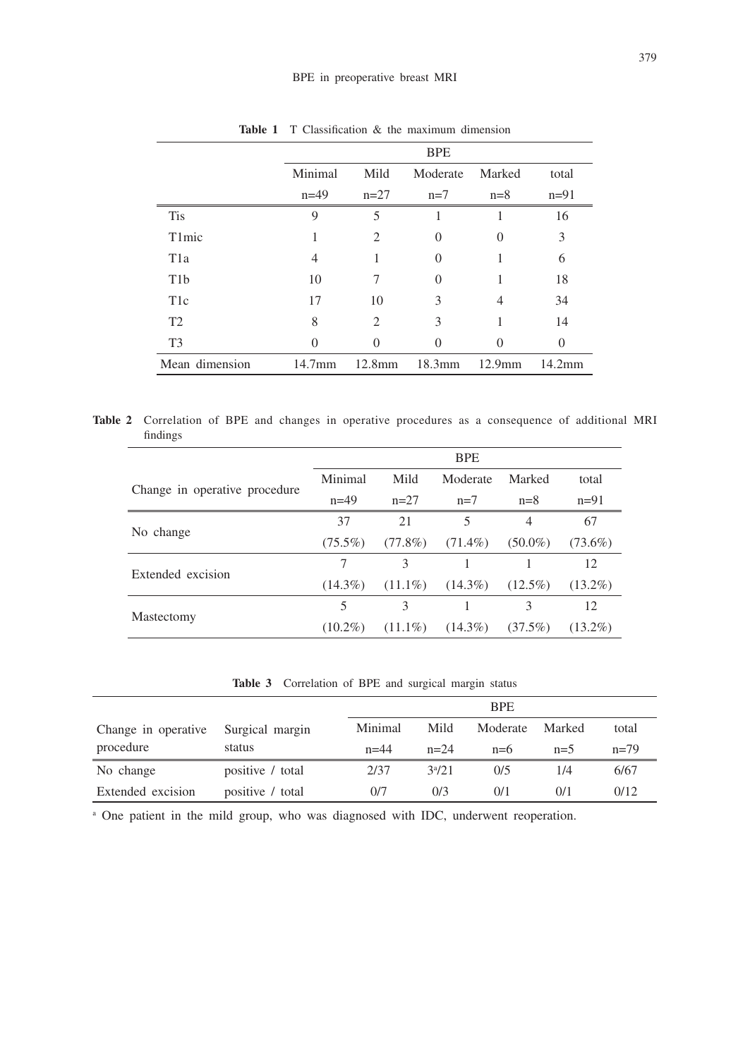**Table 1** T Classification & the maximum dimension

| | BPE | | | | |
|---|---|---|---|---|---|
| | Minimal n=49 | Mild n=27 | Moderate n=7 | Marked n=8 | total n=91 |
| Tis | 9 | 5 | 1 | 1 | 16 |
| T1mic | 1 | 2 | 0 | 0 | 3 |
| T1a | 4 | 1 | 0 | 1 | 6 |
| T1b | 10 | 7 | 0 | 1 | 18 |
| T1c | 17 | 10 | 3 | 4 | 34 |
| T2 | 8 | 2 | 3 | 1 | 14 |
| T3 | 0 | 0 | 0 | 0 | 0 |
| Mean dimension | 14.7mm | 12.8mm | 18.3mm | 12.9mm | 14.2mm |

**Table 2** Correlation of BPE and changes in operative procedures as a consequence of additional MRI findings

| Change in operative procedure | BPE | | | | |
|---|---|---|---|---|---|
| | Minimal n=49 | Mild n=27 | Moderate n=7 | Marked n=8 | total n=91 |
| No change | 37 (75.5%) | 21 (77.8%) | 5 (71.4%) | 4 (50.0%) | 67 (73.6%) |
| Extended excision | 7 (14.3%) | 3 (11.1%) | 1 (14.3%) | 1 (12.5%) | 12 (13.2%) |
| Mastectomy | 5 (10.2%) | 3 (11.1%) | 1 (14.3%) | 3 (37.5%) | 12 (13.2%) |

**Table 3** Correlation of BPE and surgical margin status

| Change in operative procedure | Surgical margin status | BPE | | | | |
|---|---|---|---|---|---|---|
| | | Minimal n=44 | Mild n=24 | Moderate n=6 | Marked n=5 | total n=79 |
| No change | positive / total | 2/37 | 3[a]/21 | 0/5 | 1/4 | 6/67 |
| Extended excision | positive / total | 0/7 | 0/3 | 0/1 | 0/1 | 0/12 |

[a] One patient in the mild group, who was diagnosed with IDC, underwent reoperation.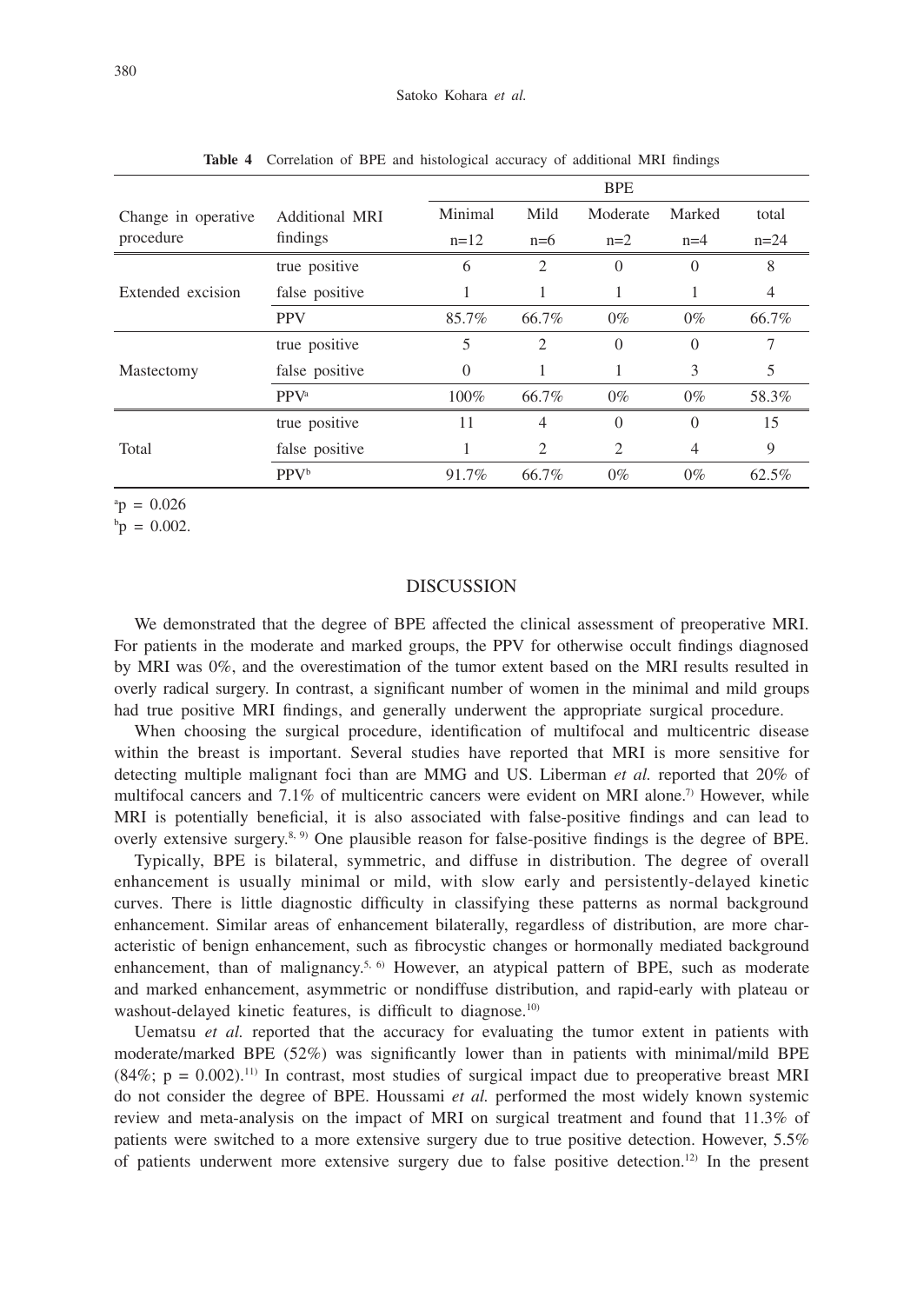**Table 4** Correlation of BPE and histological accuracy of additional MRI findings

| Change in operative procedure | Additional MRI findings | BPE | | | | |
|---|---|---|---|---|---|---|
| | | Minimal n=12 | Mild n=6 | Moderate n=2 | Marked n=4 | total n=24 |
| Extended excision | true positive | 6 | 2 | 0 | 0 | 8 |
| | false positive | 1 | 1 | 1 | 1 | 4 |
| | PPV | 85.7% | 66.7% | 0% | 0% | 66.7% |
| Mastectomy | true positive | 5 | 2 | 0 | 0 | 7 |
| | false positive | 0 | 1 | 1 | 3 | 5 |
| | PPV[a] | 100% | 66.7% | 0% | 0% | 58.3% |
| Total | true positive | 11 | 4 | 0 | 0 | 15 |
| | false positive | 1 | 2 | 2 | 4 | 9 |
| | PPV[b] | 91.7% | 66.7% | 0% | 0% | 62.5% |

[a] $p = 0.026$
[b] $p = 0.002$.

## DISCUSSION

We demonstrated that the degree of BPE affected the clinical assessment of preoperative MRI. For patients in the moderate and marked groups, the PPV for otherwise occult findings diagnosed by MRI was 0%, and the overestimation of the tumor extent based on the MRI results resulted in overly radical surgery. In contrast, a significant number of women in the minimal and mild groups had true positive MRI findings, and generally underwent the appropriate surgical procedure.

When choosing the surgical procedure, identification of multifocal and multicentric disease within the breast is important. Several studies have reported that MRI is more sensitive for detecting multiple malignant foci than are MMG and US. Liberman *et al.* reported that 20% of multifocal cancers and 7.1% of multicentric cancers were evident on MRI alone.[7] However, while MRI is potentially beneficial, it is also associated with false-positive findings and can lead to overly extensive surgery.[8, 9] One plausible reason for false-positive findings is the degree of BPE.

Typically, BPE is bilateral, symmetric, and diffuse in distribution. The degree of overall enhancement is usually minimal or mild, with slow early and persistently-delayed kinetic curves. There is little diagnostic difficulty in classifying these patterns as normal background enhancement. Similar areas of enhancement bilaterally, regardless of distribution, are more characteristic of benign enhancement, such as fibrocystic changes or hormonally mediated background enhancement, than of malignancy.[5, 6] However, an atypical pattern of BPE, such as moderate and marked enhancement, asymmetric or nondiffuse distribution, and rapid-early with plateau or washout-delayed kinetic features, is difficult to diagnose.[10]

Uematsu *et al.* reported that the accuracy for evaluating the tumor extent in patients with moderate/marked BPE (52%) was significantly lower than in patients with minimal/mild BPE (84%; $p = 0.002$).[11] In contrast, most studies of surgical impact due to preoperative breast MRI do not consider the degree of BPE. Houssami *et al.* performed the most widely known systemic review and meta-analysis on the impact of MRI on surgical treatment and found that 11.3% of patients were switched to a more extensive surgery due to true positive detection. However, 5.5% of patients underwent more extensive surgery due to false positive detection.[12] In the present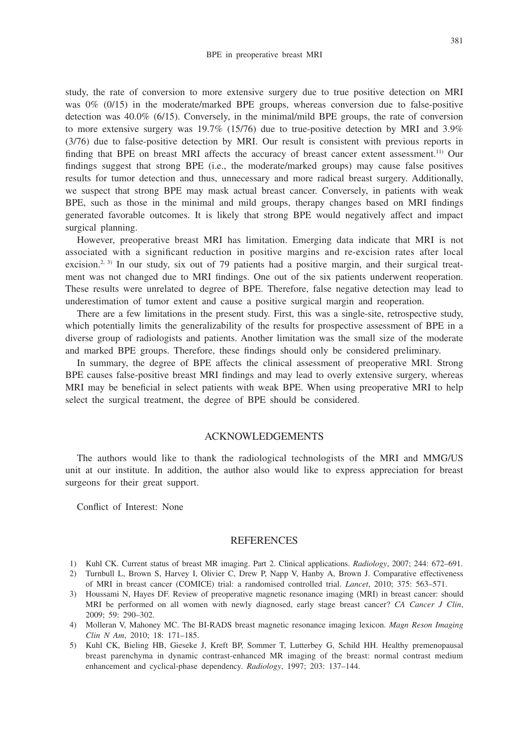study, the rate of conversion to more extensive surgery due to true positive detection on MRI was 0% (0/15) in the moderate/marked BPE groups, whereas conversion due to false-positive detection was 40.0% (6/15). Conversely, in the minimal/mild BPE groups, the rate of conversion to more extensive surgery was 19.7% (15/76) due to true-positive detection by MRI and 3.9% (3/76) due to false-positive detection by MRI. Our result is consistent with previous reports in finding that BPE on breast MRI affects the accuracy of breast cancer extent assessment.[11] Our findings suggest that strong BPE (i.e., the moderate/marked groups) may cause false positives results for tumor detection and thus, unnecessary and more radical breast surgery. Additionally, we suspect that strong BPE may mask actual breast cancer. Conversely, in patients with weak BPE, such as those in the minimal and mild groups, therapy changes based on MRI findings generated favorable outcomes. It is likely that strong BPE would negatively affect and impact surgical planning.

However, preoperative breast MRI has limitation. Emerging data indicate that MRI is not associated with a significant reduction in positive margins and re-excision rates after local excision.[2, 3] In our study, six out of 79 patients had a positive margin, and their surgical treatment was not changed due to MRI findings. One out of the six patients underwent reoperation. These results were unrelated to degree of BPE. Therefore, false negative detection may lead to underestimation of tumor extent and cause a positive surgical margin and reoperation.

There are a few limitations in the present study. First, this was a single-site, retrospective study, which potentially limits the generalizability of the results for prospective assessment of BPE in a diverse group of radiologists and patients. Another limitation was the small size of the moderate and marked BPE groups. Therefore, these findings should only be considered preliminary.

In summary, the degree of BPE affects the clinical assessment of preoperative MRI. Strong BPE causes false-positive breast MRI findings and may lead to overly extensive surgery, whereas MRI may be beneficial in select patients with weak BPE. When using preoperative MRI to help select the surgical treatment, the degree of BPE should be considered.

## ACKNOWLEDGEMENTS

The authors would like to thank the radiological technologists of the MRI and MMG/US unit at our institute. In addition, the author also would like to express appreciation for breast surgeons for their great support.

Conflict of Interest: None

## REFERENCES

1) Kuhl CK. Current status of breast MR imaging. Part 2. Clinical applications. *Radiology*, 2007; 244: 672–691.
2) Turnbull L, Brown S, Harvey I, Olivier C, Drew P, Napp V, Hanby A, Brown J. Comparative effectiveness of MRI in breast cancer (COMICE) trial: a randomised controlled trial. *Lancet*, 2010; 375: 563–571.
3) Houssami N, Hayes DF. Review of preoperative magnetic resonance imaging (MRI) in breast cancer: should MRI be performed on all women with newly diagnosed, early stage breast cancer? *CA Cancer J Clin*, 2009; 59: 290–302.
4) Molleran V, Mahoney MC. The BI-RADS breast magnetic resonance imaging lexicon. *Magn Reson Imaging Clin N Am*, 2010; 18: 171–185.
5) Kuhl CK, Bieling HB, Gieseke J, Kreft BP, Sommer T, Lutterbey G, Schild HH. Healthy premenopausal breast parenchyma in dynamic contrast-enhanced MR imaging of the breast: normal contrast medium enhancement and cyclical-phase dependency. *Radiology*, 1997; 203: 137–144.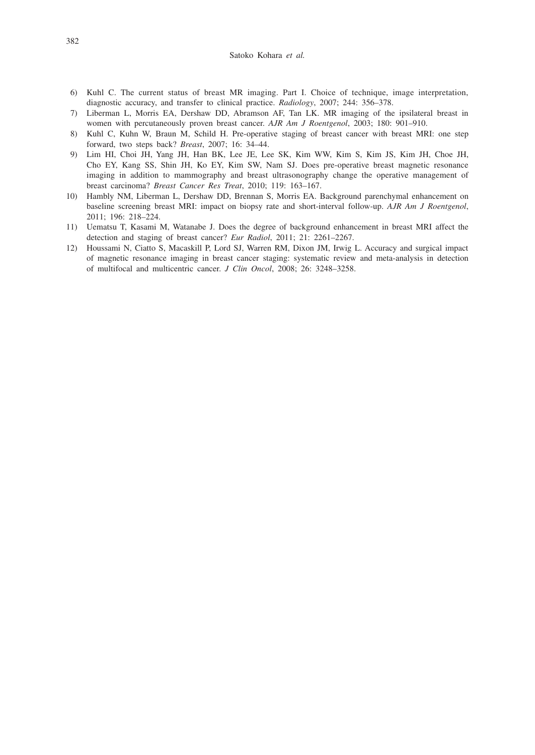6) Kuhl C. The current status of breast MR imaging. Part I. Choice of technique, image interpretation, diagnostic accuracy, and transfer to clinical practice. *Radiology*, 2007; 244: 356–378.
7) Liberman L, Morris EA, Dershaw DD, Abramson AF, Tan LK. MR imaging of the ipsilateral breast in women with percutaneously proven breast cancer. *AJR Am J Roentgenol*, 2003; 180: 901–910.
8) Kuhl C, Kuhn W, Braun M, Schild H. Pre-operative staging of breast cancer with breast MRI: one step forward, two steps back? *Breast*, 2007; 16: 34–44.
9) Lim HI, Choi JH, Yang JH, Han BK, Lee JE, Lee SK, Kim WW, Kim S, Kim JS, Kim JH, Choe JH, Cho EY, Kang SS, Shin JH, Ko EY, Kim SW, Nam SJ. Does pre-operative breast magnetic resonance imaging in addition to mammography and breast ultrasonography change the operative management of breast carcinoma? *Breast Cancer Res Treat*, 2010; 119: 163–167.
10) Hambly NM, Liberman L, Dershaw DD, Brennan S, Morris EA. Background parenchymal enhancement on baseline screening breast MRI: impact on biopsy rate and short-interval follow-up. *AJR Am J Roentgenol*, 2011; 196: 218–224.
11) Uematsu T, Kasami M, Watanabe J. Does the degree of background enhancement in breast MRI affect the detection and staging of breast cancer? *Eur Radiol*, 2011; 21: 2261–2267.
12) Houssami N, Ciatto S, Macaskill P, Lord SJ, Warren RM, Dixon JM, Irwig L. Accuracy and surgical impact of magnetic resonance imaging in breast cancer staging: systematic review and meta-analysis in detection of multifocal and multicentric cancer. *J Clin Oncol*, 2008; 26: 3248–3258.